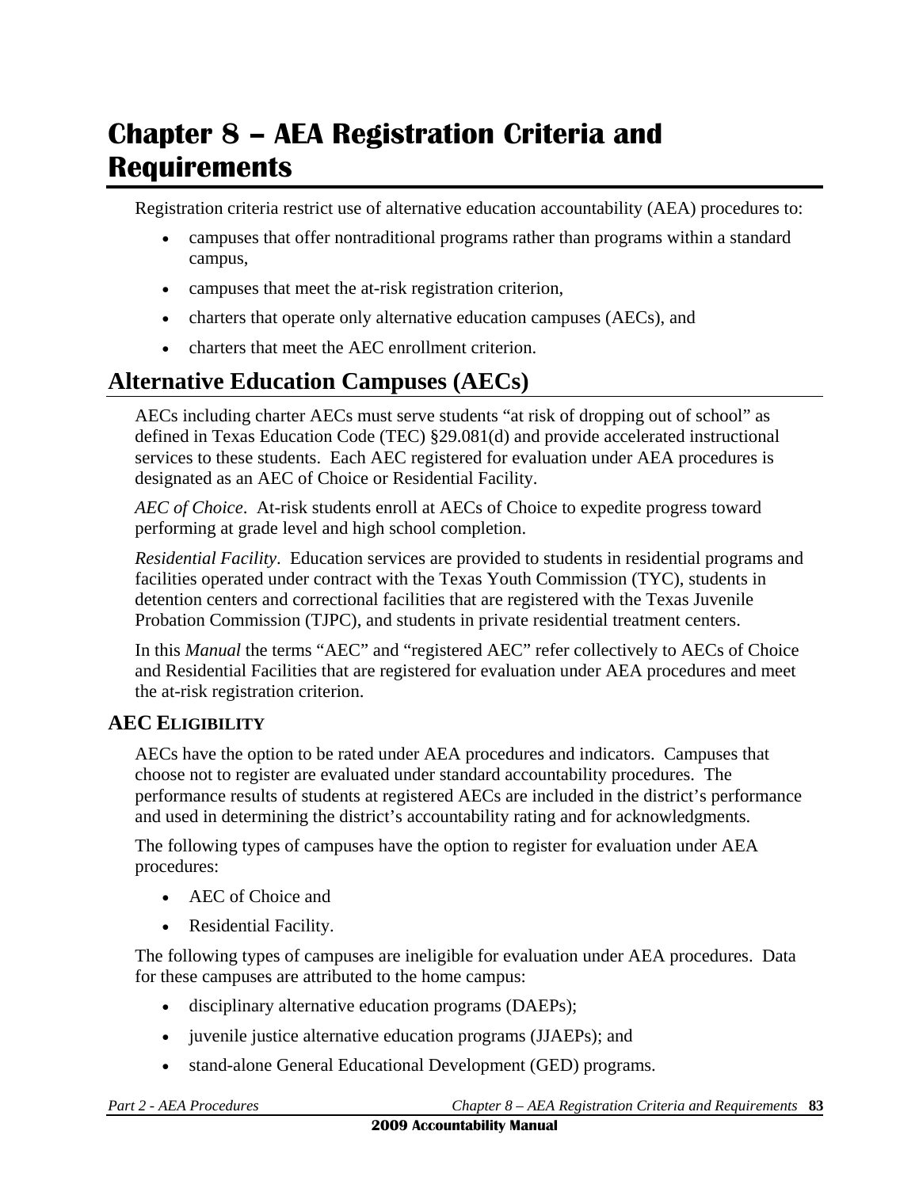# Chapter 8 – AEA Registration Criteria and Requirements

Registration criteria restrict use of alternative education accountability (AEA) procedures to:

- campuses that offer nontraditional programs rather than programs within a standard campus,
- campuses that meet the at-risk registration criterion,
- charters that operate only alternative education campuses (AECs), and
- charters that meet the AEC enrollment criterion.

## Alternative Education Campuses (AECs)

AECs including charter AECs must serve students "at risk of dropping out of school" as defined in Texas Education Code (TEC) §29.081(d) and provide accelerated instructional services to these students. Each AEC registered for evaluation under AEA procedures is designated as an AEC of Choice or Residential Facility.

*AEC of Choice*. At-risk students enroll at AECs of Choice to expedite progress toward performing at grade level and high school completion.

*Residential Facility*. Education services are provided to students in residential programs and facilities operated under contract with the Texas Youth Commission (TYC), students in detention centers and correctional facilities that are registered with the Texas Juvenile Probation Commission (TJPC), and students in private residential treatment centers.

In this *Manual* the terms "AEC" and "registered AEC" refer collectively to AECs of Choice and Residential Facilities that are registered for evaluation under AEA procedures and meet the at-risk registration criterion.

### AEC Eligibility

AECs have the option to be rated under AEA procedures and indicators. Campuses that choose not to register are evaluated under standard accountability procedures. The performance results of students at registered AECs are included in the district's performance and used in determining the district's accountability rating and for acknowledgments.

The following types of campuses have the option to register for evaluation under AEA procedures:

- AEC of Choice and
- Residential Facility.

The following types of campuses are ineligible for evaluation under AEA procedures. Data for these campuses are attributed to the home campus:

- disciplinary alternative education programs (DAEPs);
- juvenile justice alternative education programs (JJAEPs); and
- stand-alone General Educational Development (GED) programs.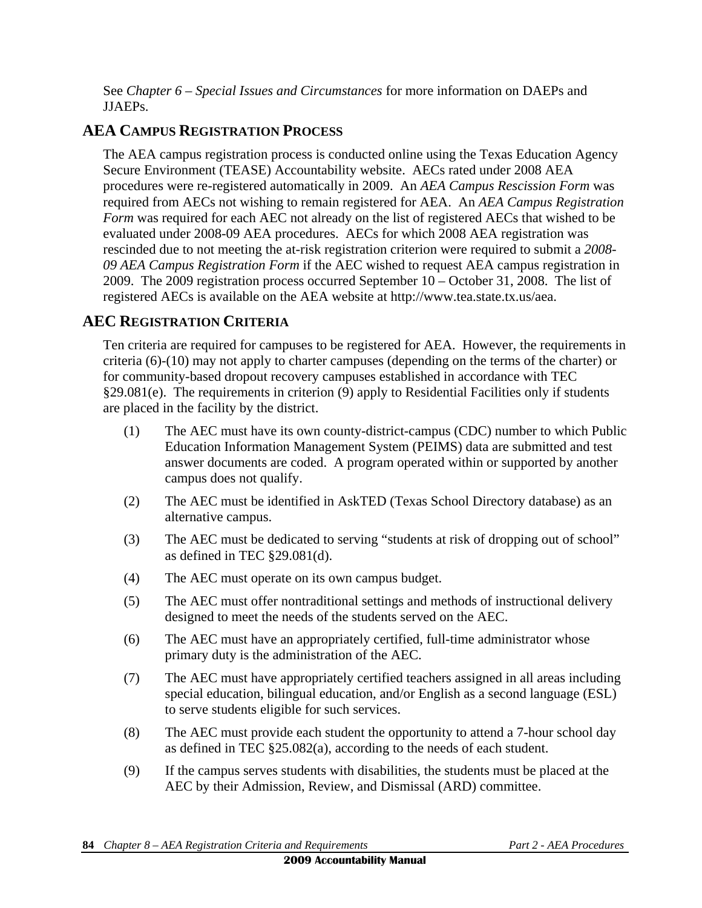See *Chapter 6 – Special Issues and Circumstances* for more information on DAEPs and JJAEPs.

## AEA CAMPUS REGISTRATION PROCESS

The AEA campus registration process is conducted online using the Texas Education Agency Secure Environment (TEASE) Accountability website. AECs rated under 2008 AEA procedures were re-registered automatically in 2009. An *AEA Campus Rescission Form* was required from AECs not wishing to remain registered for AEA. An *AEA Campus Registration Form* was required for each AEC not already on the list of registered AECs that wished to be evaluated under 2008-09 AEA procedures. AECs for which 2008 AEA registration was rescinded due to not meeting the at-risk registration criterion were required to submit a *2008-09 AEA Campus Registration Form* if the AEC wished to request AEA campus registration in 2009. The 2009 registration process occurred September 10 – October 31, 2008. The list of registered AECs is available on the AEA website at http://www.tea.state.tx.us/aea.

## AEC REGISTRATION CRITERIA

Ten criteria are required for campuses to be registered for AEA. However, the requirements in criteria (6)-(10) may not apply to charter campuses (depending on the terms of the charter) or for community-based dropout recovery campuses established in accordance with TEC §29.081(e). The requirements in criterion (9) apply to Residential Facilities only if students are placed in the facility by the district.

(1) The AEC must have its own county-district-campus (CDC) number to which Public Education Information Management System (PEIMS) data are submitted and test answer documents are coded. A program operated within or supported by another campus does not qualify.

(2) The AEC must be identified in AskTED (Texas School Directory database) as an alternative campus.

(3) The AEC must be dedicated to serving "students at risk of dropping out of school" as defined in TEC §29.081(d).

(4) The AEC must operate on its own campus budget.

(5) The AEC must offer nontraditional settings and methods of instructional delivery designed to meet the needs of the students served on the AEC.

(6) The AEC must have an appropriately certified, full-time administrator whose primary duty is the administration of the AEC.

(7) The AEC must have appropriately certified teachers assigned in all areas including special education, bilingual education, and/or English as a second language (ESL) to serve students eligible for such services.

(8) The AEC must provide each student the opportunity to attend a 7-hour school day as defined in TEC §25.082(a), according to the needs of each student.

(9) If the campus serves students with disabilities, the students must be placed at the AEC by their Admission, Review, and Dismissal (ARD) committee.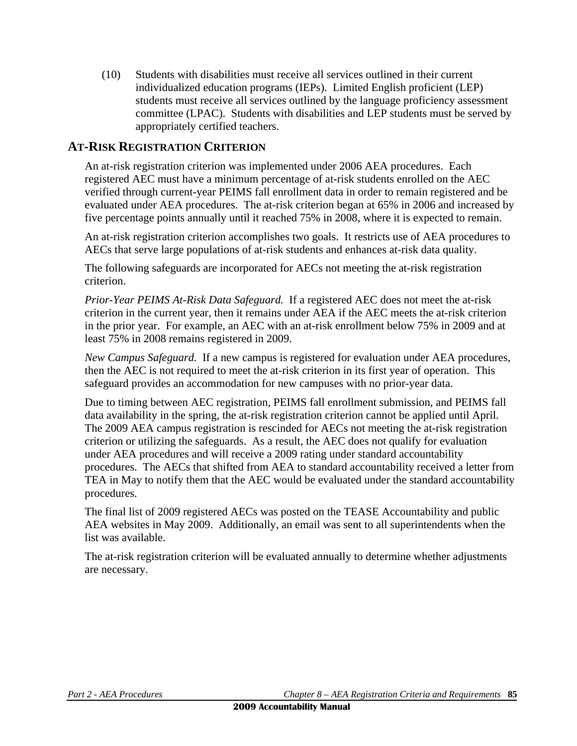(10) Students with disabilities must receive all services outlined in their current individualized education programs (IEPs). Limited English proficient (LEP) students must receive all services outlined by the language proficiency assessment committee (LPAC). Students with disabilities and LEP students must be served by appropriately certified teachers.

## AT-RISK REGISTRATION CRITERION

An at-risk registration criterion was implemented under 2006 AEA procedures. Each registered AEC must have a minimum percentage of at-risk students enrolled on the AEC verified through current-year PEIMS fall enrollment data in order to remain registered and be evaluated under AEA procedures. The at-risk criterion began at 65% in 2006 and increased by five percentage points annually until it reached 75% in 2008, where it is expected to remain.

An at-risk registration criterion accomplishes two goals. It restricts use of AEA procedures to AECs that serve large populations of at-risk students and enhances at-risk data quality.

The following safeguards are incorporated for AECs not meeting the at-risk registration criterion.

*Prior-Year PEIMS At-Risk Data Safeguard.* If a registered AEC does not meet the at-risk criterion in the current year, then it remains under AEA if the AEC meets the at-risk criterion in the prior year. For example, an AEC with an at-risk enrollment below 75% in 2009 and at least 75% in 2008 remains registered in 2009.

*New Campus Safeguard.* If a new campus is registered for evaluation under AEA procedures, then the AEC is not required to meet the at-risk criterion in its first year of operation. This safeguard provides an accommodation for new campuses with no prior-year data.

Due to timing between AEC registration, PEIMS fall enrollment submission, and PEIMS fall data availability in the spring, the at-risk registration criterion cannot be applied until April. The 2009 AEA campus registration is rescinded for AECs not meeting the at-risk registration criterion or utilizing the safeguards. As a result, the AEC does not qualify for evaluation under AEA procedures and will receive a 2009 rating under standard accountability procedures. The AECs that shifted from AEA to standard accountability received a letter from TEA in May to notify them that the AEC would be evaluated under the standard accountability procedures.

The final list of 2009 registered AECs was posted on the TEASE Accountability and public AEA websites in May 2009. Additionally, an email was sent to all superintendents when the list was available.

The at-risk registration criterion will be evaluated annually to determine whether adjustments are necessary.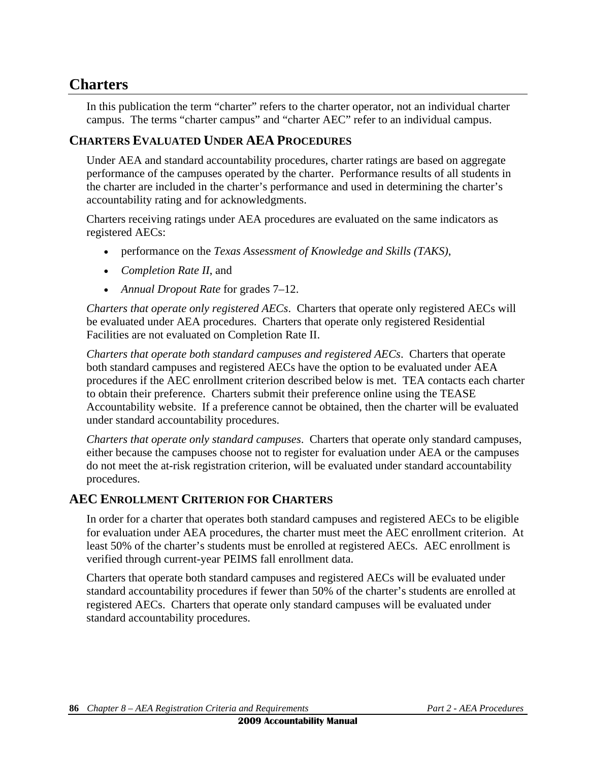# Charters

In this publication the term "charter" refers to the charter operator, not an individual charter campus. The terms "charter campus" and "charter AEC" refer to an individual campus.

## CHARTERS EVALUATED UNDER AEA PROCEDURES

Under AEA and standard accountability procedures, charter ratings are based on aggregate performance of the campuses operated by the charter. Performance results of all students in the charter are included in the charter's performance and used in determining the charter's accountability rating and for acknowledgments.

Charters receiving ratings under AEA procedures are evaluated on the same indicators as registered AECs:

- performance on the *Texas Assessment of Knowledge and Skills (TAKS)*,
- *Completion Rate II*, and
- *Annual Dropout Rate* for grades 7–12.

*Charters that operate only registered AECs*. Charters that operate only registered AECs will be evaluated under AEA procedures. Charters that operate only registered Residential Facilities are not evaluated on Completion Rate II.

*Charters that operate both standard campuses and registered AECs*. Charters that operate both standard campuses and registered AECs have the option to be evaluated under AEA procedures if the AEC enrollment criterion described below is met. TEA contacts each charter to obtain their preference. Charters submit their preference online using the TEASE Accountability website. If a preference cannot be obtained, then the charter will be evaluated under standard accountability procedures.

*Charters that operate only standard campuses*. Charters that operate only standard campuses, either because the campuses choose not to register for evaluation under AEA or the campuses do not meet the at-risk registration criterion, will be evaluated under standard accountability procedures.

## AEC ENROLLMENT CRITERION FOR CHARTERS

In order for a charter that operates both standard campuses and registered AECs to be eligible for evaluation under AEA procedures, the charter must meet the AEC enrollment criterion. At least 50% of the charter's students must be enrolled at registered AECs. AEC enrollment is verified through current-year PEIMS fall enrollment data.

Charters that operate both standard campuses and registered AECs will be evaluated under standard accountability procedures if fewer than 50% of the charter's students are enrolled at registered AECs. Charters that operate only standard campuses will be evaluated under standard accountability procedures.